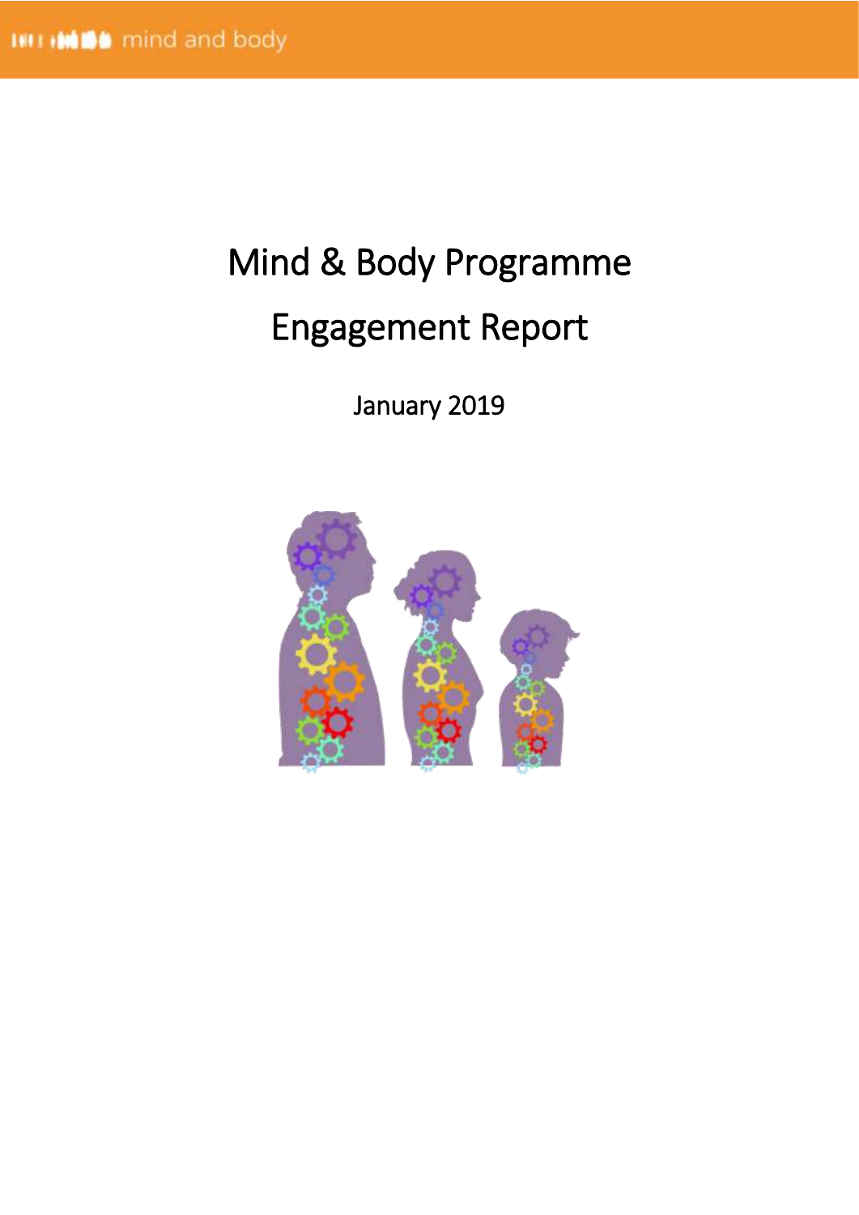# Mind & Body Programme

# Engagement Report

January 2019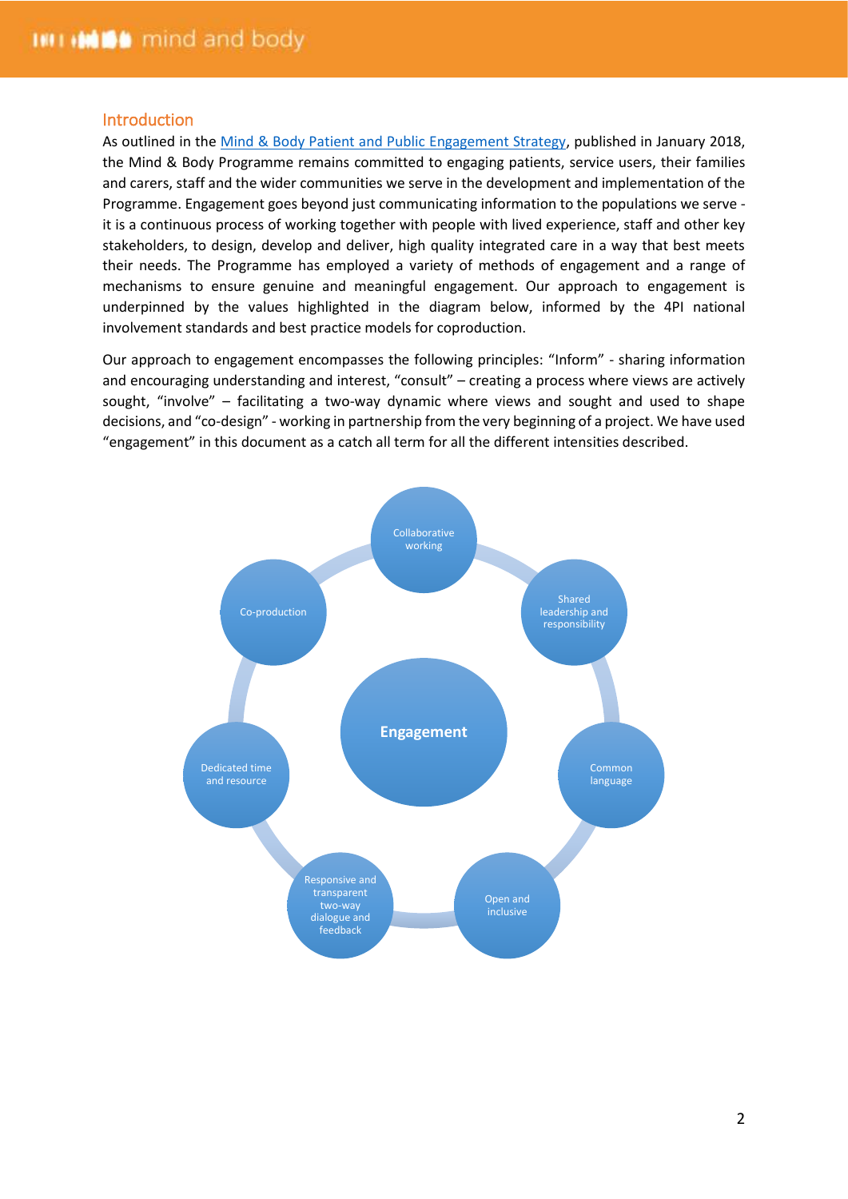## Introduction

As outlined in the Mind & Body Patient and Public Engagement Strategy, published in January 2018, the Mind & Body Programme remains committed to engaging patients, service users, their families and carers, staff and the wider communities we serve in the development and implementation of the Programme. Engagement goes beyond just communicating information to the populations we serve - it is a continuous process of working together with people with lived experience, staff and other key stakeholders, to design, develop and deliver, high quality integrated care in a way that best meets their needs. The Programme has employed a variety of methods of engagement and a range of mechanisms to ensure genuine and meaningful engagement. Our approach to engagement is underpinned by the values highlighted in the diagram below, informed by the 4PI national involvement standards and best practice models for coproduction.

Our approach to engagement encompasses the following principles: "Inform" - sharing information and encouraging understanding and interest, "consult" – creating a process where views are actively sought, "involve" – facilitating a two-way dynamic where views and sought and used to shape decisions, and "co-design" - working in partnership from the very beginning of a project. We have used "engagement" in this document as a catch all term for all the different intensities described.

- Engagement
  - Collaborative working
  - Shared leadership and responsibility
  - Common language
  - Open and inclusive
  - Responsive and transparent two-way dialogue and feedback
  - Dedicated time and resource
  - Co-production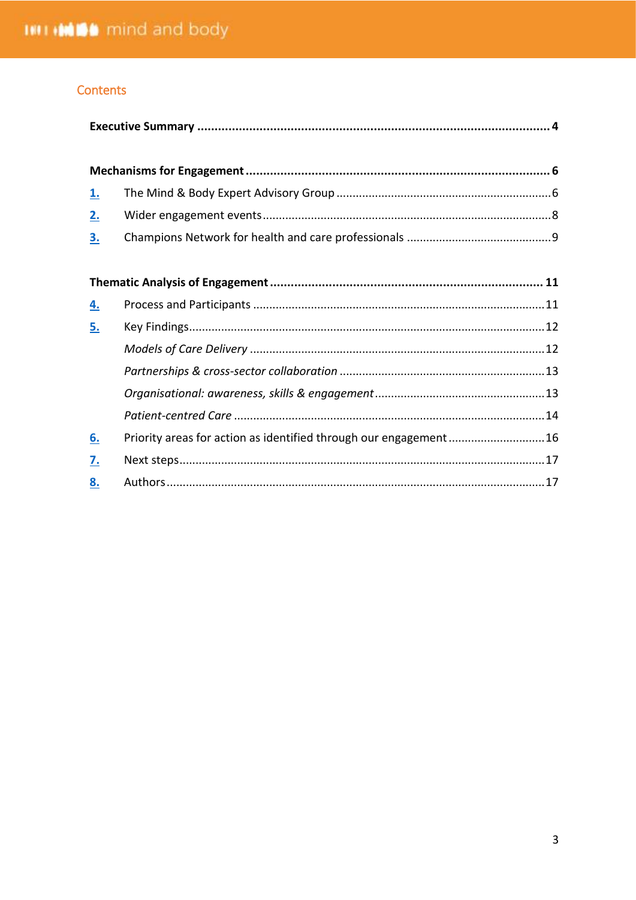## Contents

**Executive Summary** .......... **4**

**Mechanisms for Engagement** .......... **6**

1. The Mind & Body Expert Advisory Group .......... 6
2. Wider engagement events .......... 8
3. Champions Network for health and care professionals .......... 9

**Thematic Analysis of Engagement** .......... **11**

4. Process and Participants .......... 11
5. Key Findings .......... 12
   - *Models of Care Delivery* .......... 12
   - *Partnerships & cross-sector collaboration* .......... 13
   - *Organisational: awareness, skills & engagement* .......... 13
   - *Patient-centred Care* .......... 14
6. Priority areas for action as identified through our engagement .......... 16
7. Next steps .......... 17
8. Authors .......... 17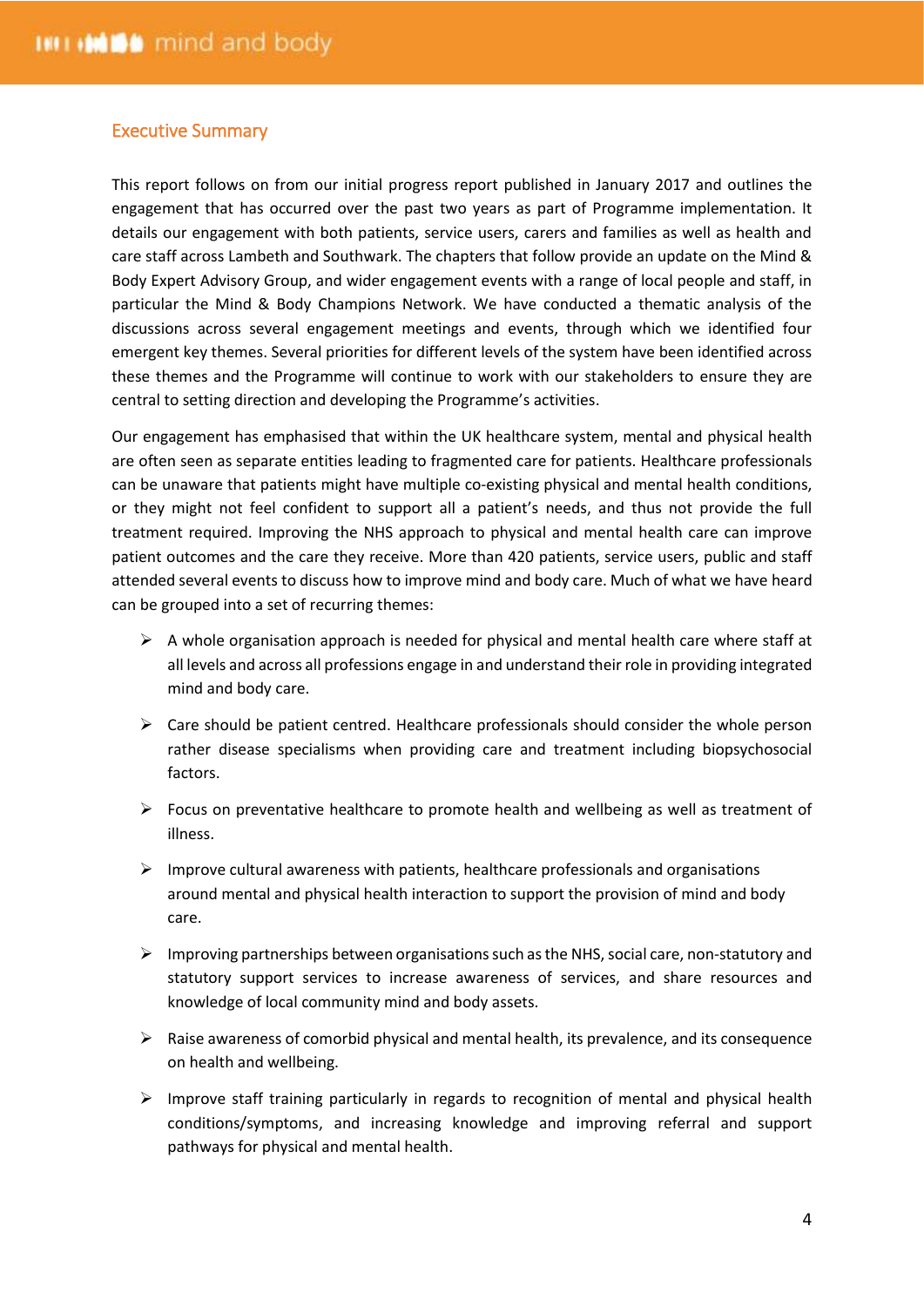## Executive Summary

This report follows on from our initial progress report published in January 2017 and outlines the engagement that has occurred over the past two years as part of Programme implementation. It details our engagement with both patients, service users, carers and families as well as health and care staff across Lambeth and Southwark. The chapters that follow provide an update on the Mind & Body Expert Advisory Group, and wider engagement events with a range of local people and staff, in particular the Mind & Body Champions Network. We have conducted a thematic analysis of the discussions across several engagement meetings and events, through which we identified four emergent key themes. Several priorities for different levels of the system have been identified across these themes and the Programme will continue to work with our stakeholders to ensure they are central to setting direction and developing the Programme's activities.

Our engagement has emphasised that within the UK healthcare system, mental and physical health are often seen as separate entities leading to fragmented care for patients. Healthcare professionals can be unaware that patients might have multiple co-existing physical and mental health conditions, or they might not feel confident to support all a patient's needs, and thus not provide the full treatment required. Improving the NHS approach to physical and mental health care can improve patient outcomes and the care they receive. More than 420 patients, service users, public and staff attended several events to discuss how to improve mind and body care. Much of what we have heard can be grouped into a set of recurring themes:

- A whole organisation approach is needed for physical and mental health care where staff at all levels and across all professions engage in and understand their role in providing integrated mind and body care.
- Care should be patient centred. Healthcare professionals should consider the whole person rather disease specialisms when providing care and treatment including biopsychosocial factors.
- Focus on preventative healthcare to promote health and wellbeing as well as treatment of illness.
- Improve cultural awareness with patients, healthcare professionals and organisations around mental and physical health interaction to support the provision of mind and body care.
- Improving partnerships between organisations such as the NHS, social care, non-statutory and statutory support services to increase awareness of services, and share resources and knowledge of local community mind and body assets.
- Raise awareness of comorbid physical and mental health, its prevalence, and its consequence on health and wellbeing.
- Improve staff training particularly in regards to recognition of mental and physical health conditions/symptoms, and increasing knowledge and improving referral and support pathways for physical and mental health.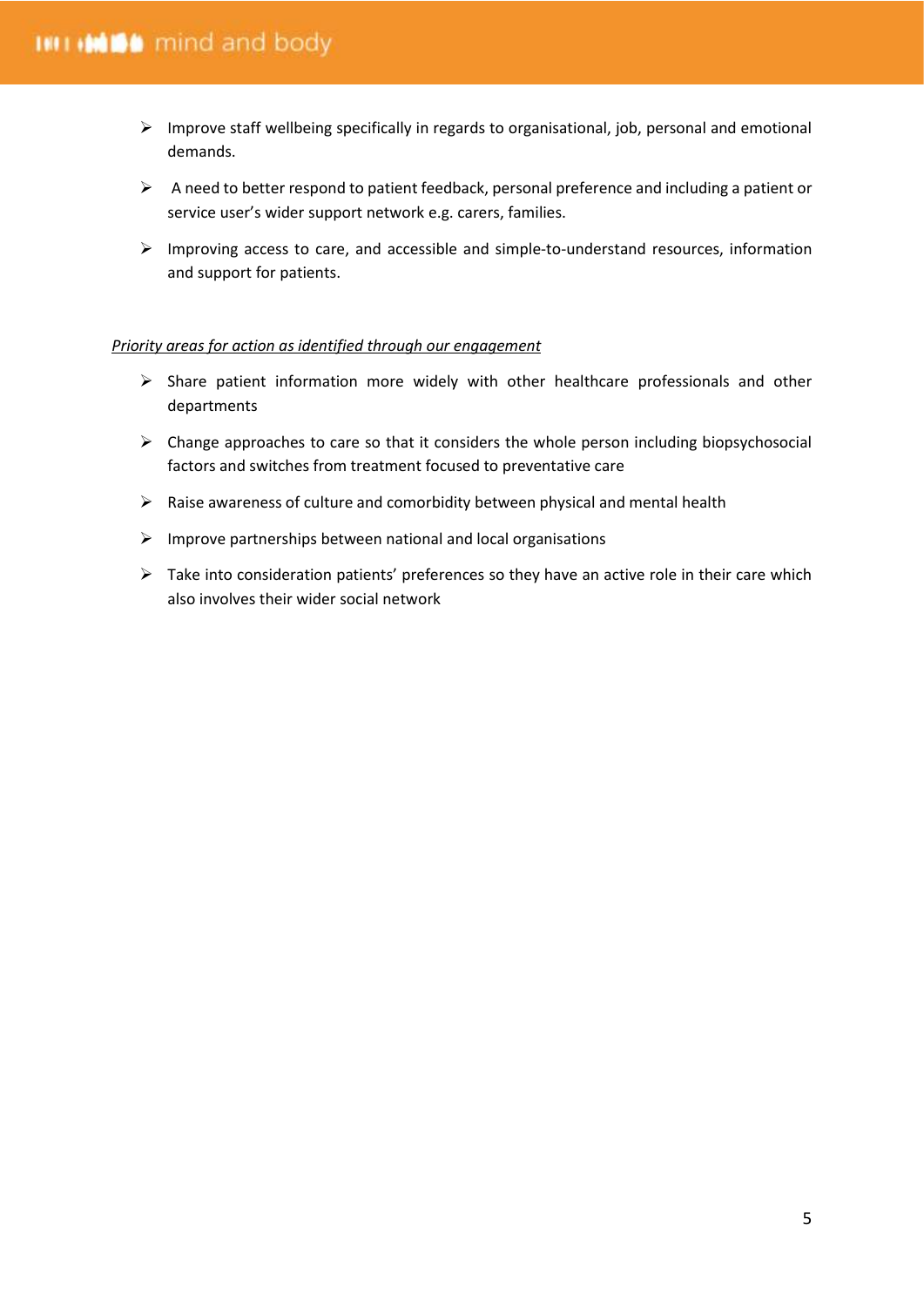- Improve staff wellbeing specifically in regards to organisational, job, personal and emotional demands.
- A need to better respond to patient feedback, personal preference and including a patient or service user's wider support network e.g. carers, families.
- Improving access to care, and accessible and simple-to-understand resources, information and support for patients.

*Priority areas for action as identified through our engagement*

- Share patient information more widely with other healthcare professionals and other departments
- Change approaches to care so that it considers the whole person including biopsychosocial factors and switches from treatment focused to preventative care
- Raise awareness of culture and comorbidity between physical and mental health
- Improve partnerships between national and local organisations
- Take into consideration patients' preferences so they have an active role in their care which also involves their wider social network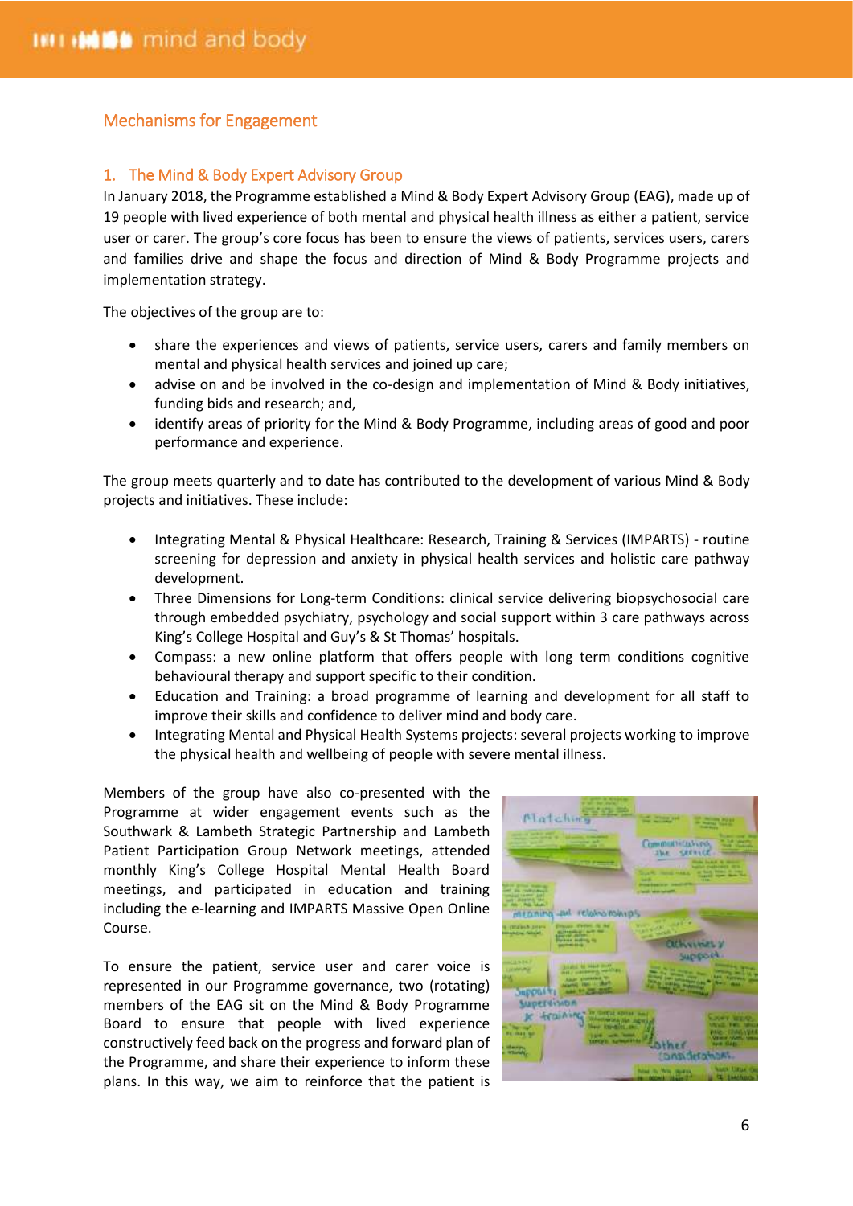## Mechanisms for Engagement

### 1. The Mind & Body Expert Advisory Group

In January 2018, the Programme established a Mind & Body Expert Advisory Group (EAG), made up of 19 people with lived experience of both mental and physical health illness as either a patient, service user or carer. The group's core focus has been to ensure the views of patients, services users, carers and families drive and shape the focus and direction of Mind & Body Programme projects and implementation strategy.

The objectives of the group are to:

- share the experiences and views of patients, service users, carers and family members on mental and physical health services and joined up care;
- advise on and be involved in the co-design and implementation of Mind & Body initiatives, funding bids and research; and,
- identify areas of priority for the Mind & Body Programme, including areas of good and poor performance and experience.

The group meets quarterly and to date has contributed to the development of various Mind & Body projects and initiatives. These include:

- Integrating Mental & Physical Healthcare: Research, Training & Services (IMPARTS) - routine screening for depression and anxiety in physical health services and holistic care pathway development.
- Three Dimensions for Long-term Conditions: clinical service delivering biopsychosocial care through embedded psychiatry, psychology and social support within 3 care pathways across King's College Hospital and Guy's & St Thomas' hospitals.
- Compass: a new online platform that offers people with long term conditions cognitive behavioural therapy and support specific to their condition.
- Education and Training: a broad programme of learning and development for all staff to improve their skills and confidence to deliver mind and body care.
- Integrating Mental and Physical Health Systems projects: several projects working to improve the physical health and wellbeing of people with severe mental illness.

Members of the group have also co-presented with the Programme at wider engagement events such as the Southwark & Lambeth Strategic Partnership and Lambeth Patient Participation Group Network meetings, attended monthly King's College Hospital Mental Health Board meetings, and participated in education and training including the e-learning and IMPARTS Massive Open Online Course.

To ensure the patient, service user and carer voice is represented in our Programme governance, two (rotating) members of the EAG sit on the Mind & Body Programme Board to ensure that people with lived experience constructively feed back on the progress and forward plan of the Programme, and share their experience to inform these plans. In this way, we aim to reinforce that the patient is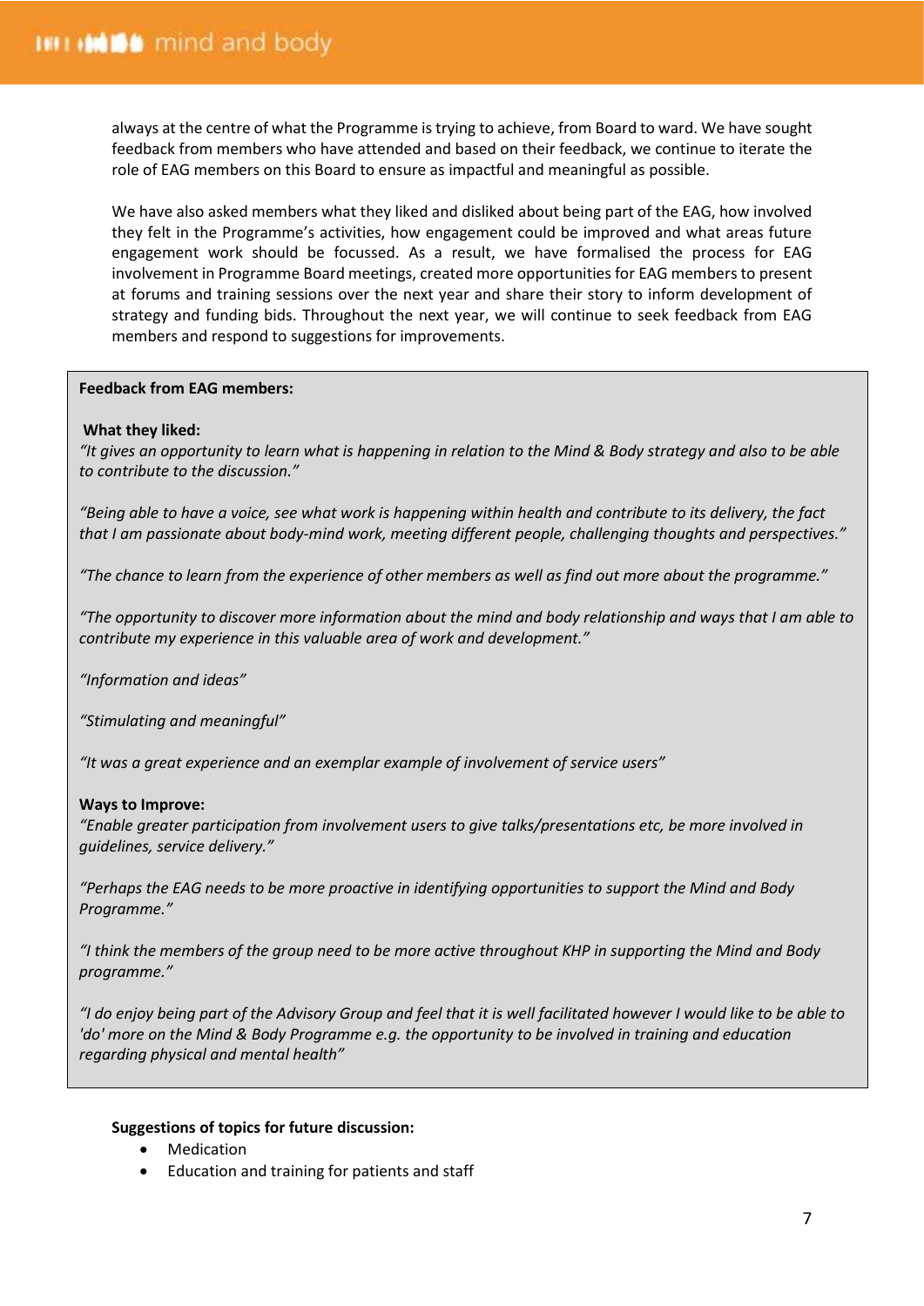always at the centre of what the Programme is trying to achieve, from Board to ward. We have sought feedback from members who have attended and based on their feedback, we continue to iterate the role of EAG members on this Board to ensure as impactful and meaningful as possible.

We have also asked members what they liked and disliked about being part of the EAG, how involved they felt in the Programme's activities, how engagement could be improved and what areas future engagement work should be focussed. As a result, we have formalised the process for EAG involvement in Programme Board meetings, created more opportunities for EAG members to present at forums and training sessions over the next year and share their story to inform development of strategy and funding bids. Throughout the next year, we will continue to seek feedback from EAG members and respond to suggestions for improvements.

**Feedback from EAG members:**

**What they liked:**

*"It gives an opportunity to learn what is happening in relation to the Mind & Body strategy and also to be able to contribute to the discussion."*

*"Being able to have a voice, see what work is happening within health and contribute to its delivery, the fact that I am passionate about body-mind work, meeting different people, challenging thoughts and perspectives."*

*"The chance to learn from the experience of other members as well as find out more about the programme."*

*"The opportunity to discover more information about the mind and body relationship and ways that I am able to contribute my experience in this valuable area of work and development."*

*"Information and ideas"*

*"Stimulating and meaningful"*

*"It was a great experience and an exemplar example of involvement of service users"*

**Ways to Improve:**

*"Enable greater participation from involvement users to give talks/presentations etc, be more involved in guidelines, service delivery."*

*"Perhaps the EAG needs to be more proactive in identifying opportunities to support the Mind and Body Programme."*

*"I think the members of the group need to be more active throughout KHP in supporting the Mind and Body programme."*

*"I do enjoy being part of the Advisory Group and feel that it is well facilitated however I would like to be able to 'do' more on the Mind & Body Programme e.g. the opportunity to be involved in training and education regarding physical and mental health"*

**Suggestions of topics for future discussion:**

- Medication
- Education and training for patients and staff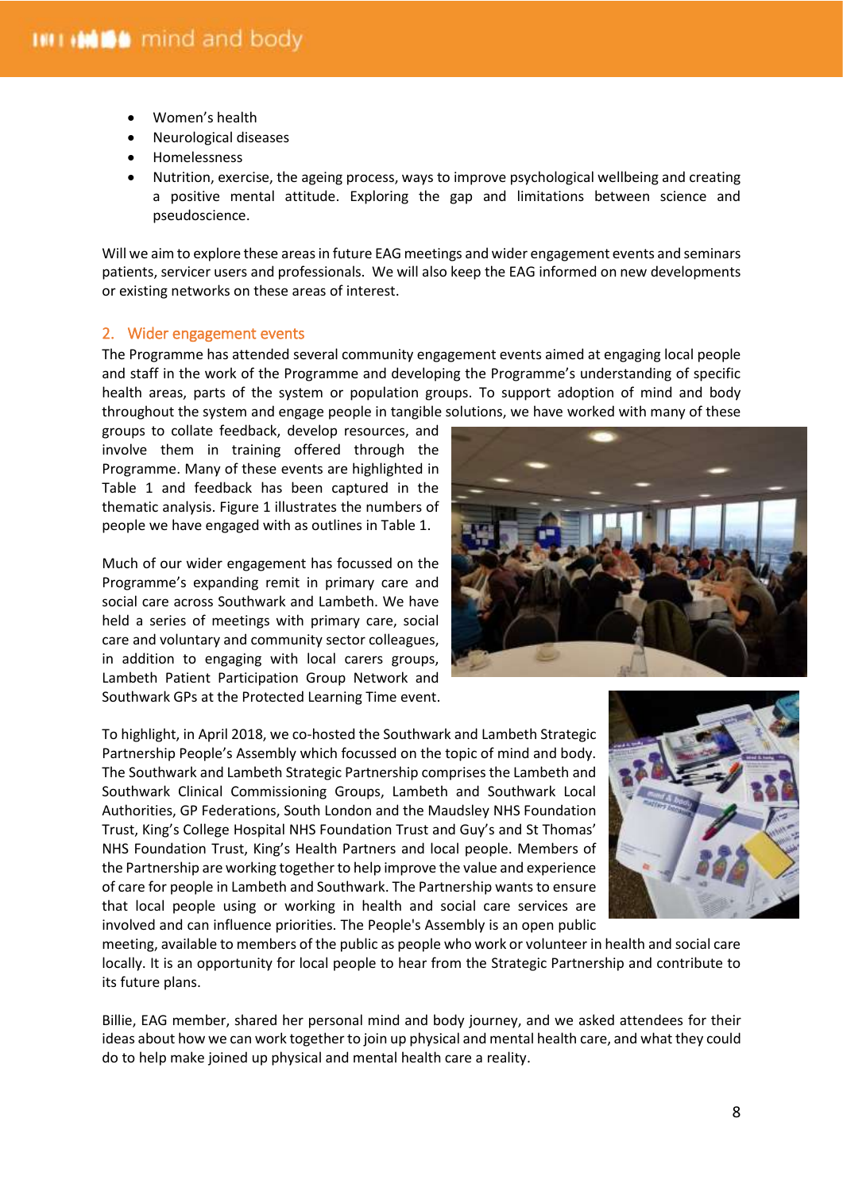- Women's health
- Neurological diseases
- Homelessness
- Nutrition, exercise, the ageing process, ways to improve psychological wellbeing and creating a positive mental attitude. Exploring the gap and limitations between science and pseudoscience.

Will we aim to explore these areas in future EAG meetings and wider engagement events and seminars patients, servicer users and professionals. We will also keep the EAG informed on new developments or existing networks on these areas of interest.

## 2. Wider engagement events

The Programme has attended several community engagement events aimed at engaging local people and staff in the work of the Programme and developing the Programme's understanding of specific health areas, parts of the system or population groups. To support adoption of mind and body throughout the system and engage people in tangible solutions, we have worked with many of these groups to collate feedback, develop resources, and involve them in training offered through the Programme. Many of these events are highlighted in Table 1 and feedback has been captured in the thematic analysis. Figure 1 illustrates the numbers of people we have engaged with as outlines in Table 1.

Much of our wider engagement has focussed on the Programme's expanding remit in primary care and social care across Southwark and Lambeth. We have held a series of meetings with primary care, social care and voluntary and community sector colleagues, in addition to engaging with local carers groups, Lambeth Patient Participation Group Network and Southwark GPs at the Protected Learning Time event.

To highlight, in April 2018, we co-hosted the Southwark and Lambeth Strategic Partnership People's Assembly which focussed on the topic of mind and body. The Southwark and Lambeth Strategic Partnership comprises the Lambeth and Southwark Clinical Commissioning Groups, Lambeth and Southwark Local Authorities, GP Federations, South London and the Maudsley NHS Foundation Trust, King's College Hospital NHS Foundation Trust and Guy's and St Thomas' NHS Foundation Trust, King's Health Partners and local people. Members of the Partnership are working together to help improve the value and experience of care for people in Lambeth and Southwark. The Partnership wants to ensure that local people using or working in health and social care services are involved and can influence priorities. The People's Assembly is an open public meeting, available to members of the public as people who work or volunteer in health and social care locally. It is an opportunity for local people to hear from the Strategic Partnership and contribute to its future plans.

Billie, EAG member, shared her personal mind and body journey, and we asked attendees for their ideas about how we can work together to join up physical and mental health care, and what they could do to help make joined up physical and mental health care a reality.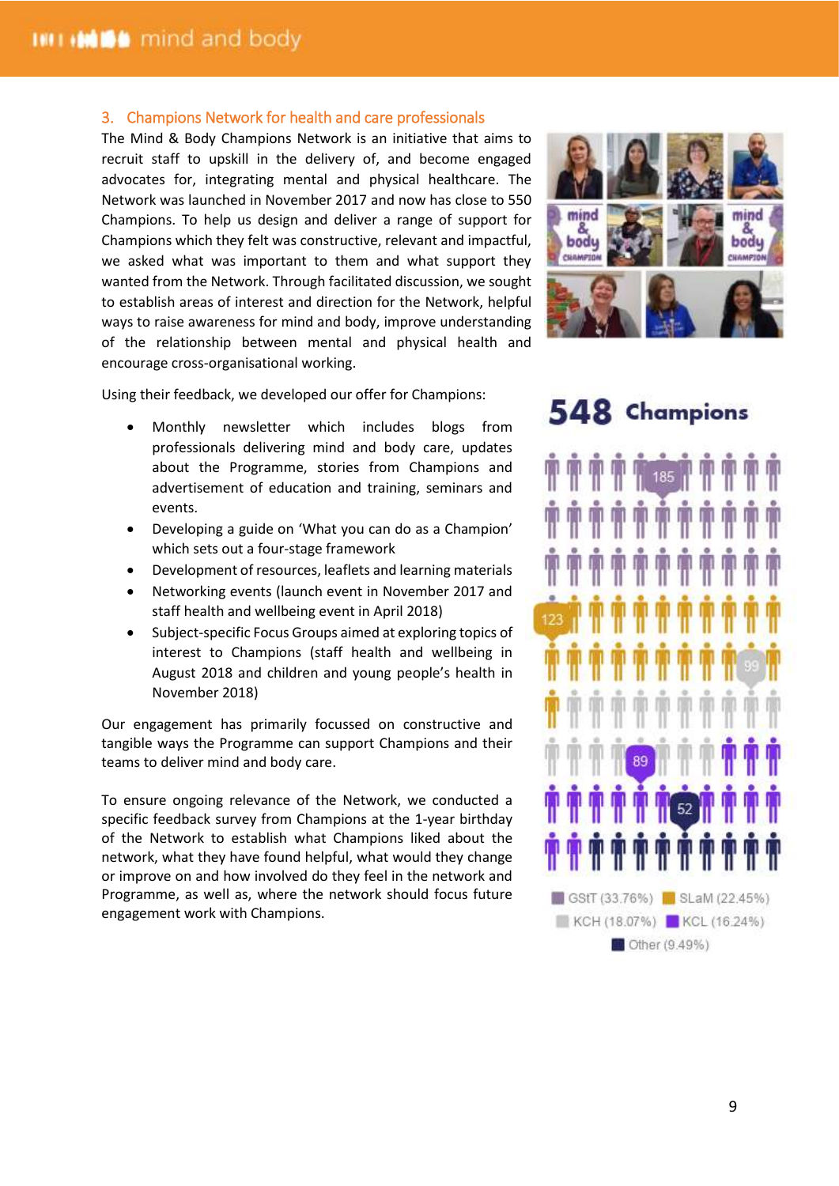## 3. Champions Network for health and care professionals

The Mind & Body Champions Network is an initiative that aims to recruit staff to upskill in the delivery of, and become engaged advocates for, integrating mental and physical healthcare. The Network was launched in November 2017 and now has close to 550 Champions. To help us design and deliver a range of support for Champions which they felt was constructive, relevant and impactful, we asked what was important to them and what support they wanted from the Network. Through facilitated discussion, we sought to establish areas of interest and direction for the Network, helpful ways to raise awareness for mind and body, improve understanding of the relationship between mental and physical health and encourage cross-organisational working.

Using their feedback, we developed our offer for Champions:

- Monthly newsletter which includes blogs from professionals delivering mind and body care, updates about the Programme, stories from Champions and advertisement of education and training, seminars and events.
- Developing a guide on 'What you can do as a Champion' which sets out a four-stage framework
- Development of resources, leaflets and learning materials
- Networking events (launch event in November 2017 and staff health and wellbeing event in April 2018)
- Subject-specific Focus Groups aimed at exploring topics of interest to Champions (staff health and wellbeing in August 2018 and children and young people's health in November 2018)

Our engagement has primarily focussed on constructive and tangible ways the Programme can support Champions and their teams to deliver mind and body care.

To ensure ongoing relevance of the Network, we conducted a specific feedback survey from Champions at the 1-year birthday of the Network to establish what Champions liked about the network, what they have found helpful, what would they change or improve on and how involved do they feel in the network and Programme, as well as, where the network should focus future engagement work with Champions.

**548 Champions**

185 · 123 · 99 · 89 · 52

GStT (33.76%) · SLaM (22.45%) · KCH (18.07%) · KCL (16.24%) · Other (9.49%)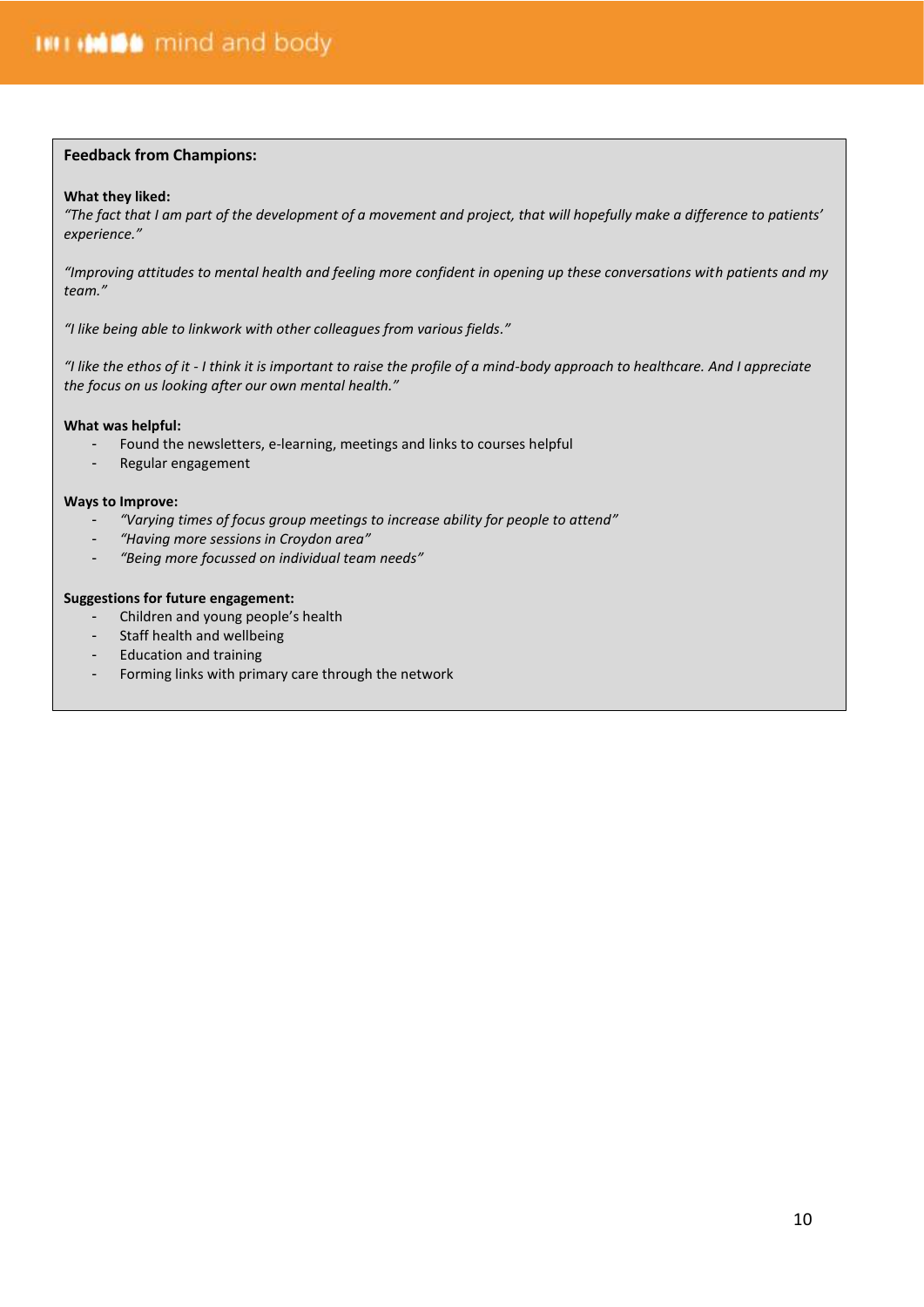**Feedback from Champions:**

**What they liked:**

*"The fact that I am part of the development of a movement and project, that will hopefully make a difference to patients' experience."*

*"Improving attitudes to mental health and feeling more confident in opening up these conversations with patients and my team."*

*"I like being able to linkwork with other colleagues from various fields."*

*"I like the ethos of it - I think it is important to raise the profile of a mind-body approach to healthcare. And I appreciate the focus on us looking after our own mental health."*

**What was helpful:**

- Found the newsletters, e-learning, meetings and links to courses helpful
- Regular engagement

**Ways to Improve:**

- *"Varying times of focus group meetings to increase ability for people to attend"*
- *"Having more sessions in Croydon area"*
- *"Being more focussed on individual team needs"*

**Suggestions for future engagement:**

- Children and young people's health
- Staff health and wellbeing
- Education and training
- Forming links with primary care through the network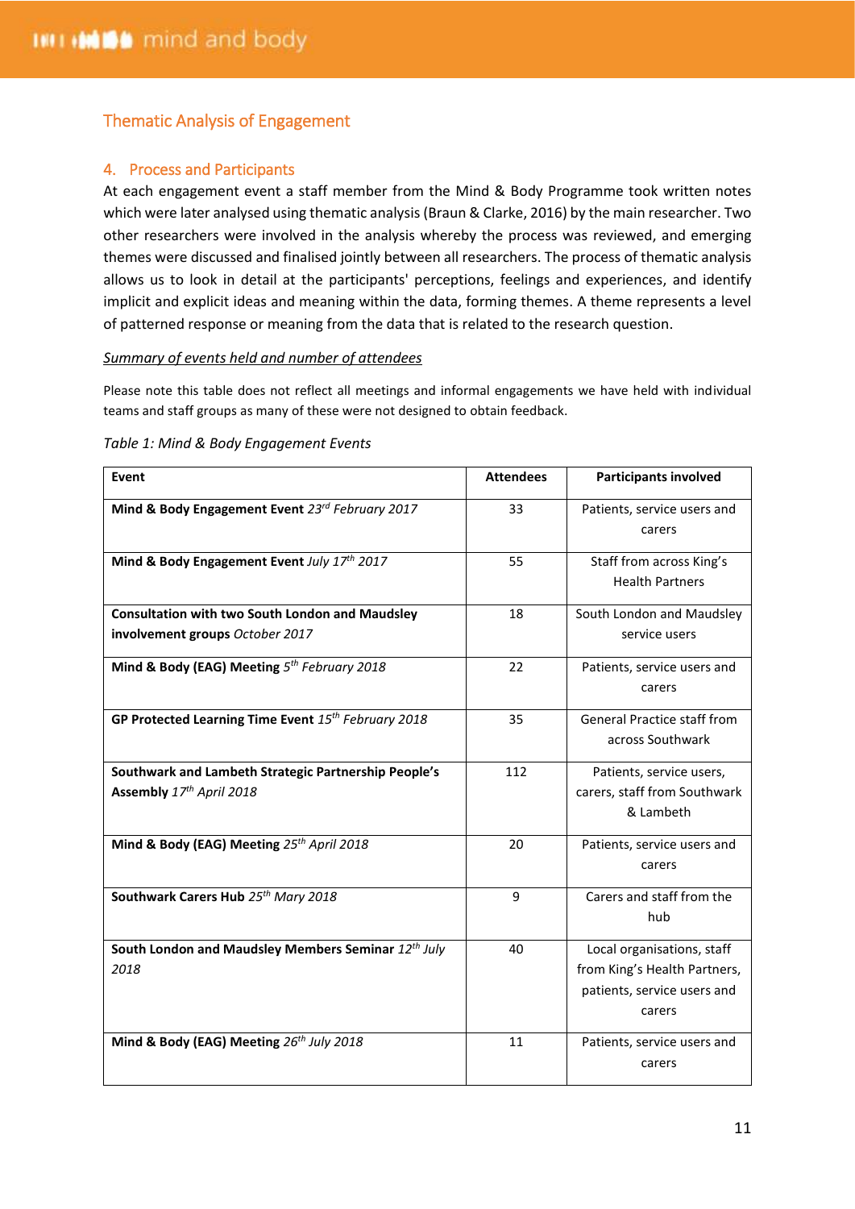## Thematic Analysis of Engagement

### 4. Process and Participants

At each engagement event a staff member from the Mind & Body Programme took written notes which were later analysed using thematic analysis (Braun & Clarke, 2016) by the main researcher. Two other researchers were involved in the analysis whereby the process was reviewed, and emerging themes were discussed and finalised jointly between all researchers. The process of thematic analysis allows us to look in detail at the participants' perceptions, feelings and experiences, and identify implicit and explicit ideas and meaning within the data, forming themes. A theme represents a level of patterned response or meaning from the data that is related to the research question.

*Summary of events held and number of attendees*

Please note this table does not reflect all meetings and informal engagements we have held with individual teams and staff groups as many of these were not designed to obtain feedback.

*Table 1: Mind & Body Engagement Events*

| Event | Attendees | Participants involved |
|---|---|---|
| **Mind & Body Engagement Event** *23rd February 2017* | 33 | Patients, service users and carers |
| **Mind & Body Engagement Event** *July 17th 2017* | 55 | Staff from across King's Health Partners |
| **Consultation with two South London and Maudsley involvement groups** *October 2017* | 18 | South London and Maudsley service users |
| **Mind & Body (EAG) Meeting** *5th February 2018* | 22 | Patients, service users and carers |
| **GP Protected Learning Time Event** *15th February 2018* | 35 | General Practice staff from across Southwark |
| **Southwark and Lambeth Strategic Partnership People's Assembly** *17th April 2018* | 112 | Patients, service users, carers, staff from Southwark & Lambeth |
| **Mind & Body (EAG) Meeting** *25th April 2018* | 20 | Patients, service users and carers |
| **Southwark Carers Hub** *25th Mary 2018* | 9 | Carers and staff from the hub |
| **South London and Maudsley Members Seminar** *12th July 2018* | 40 | Local organisations, staff from King's Health Partners, patients, service users and carers |
| **Mind & Body (EAG) Meeting** *26th July 2018* | 11 | Patients, service users and carers |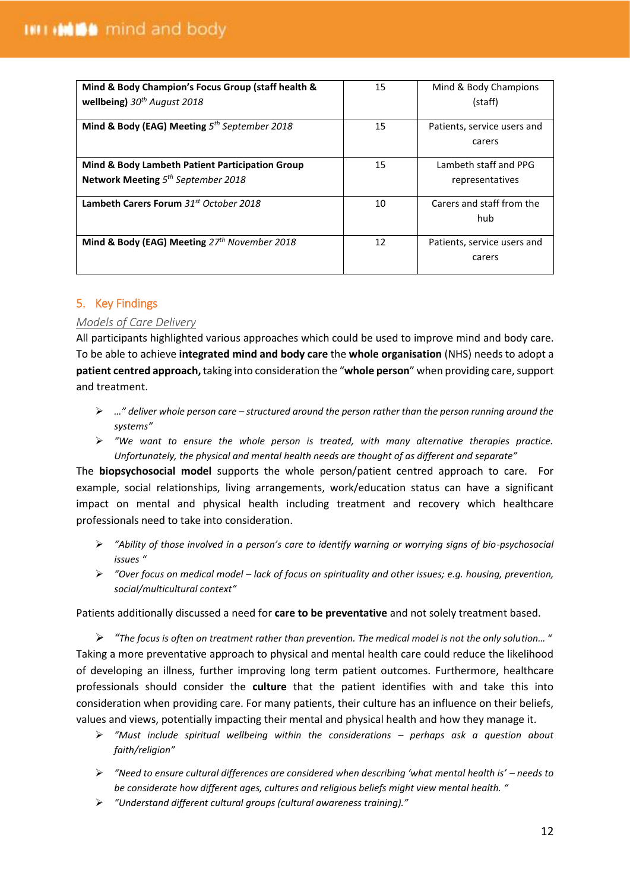| **Mind & Body Champion's Focus Group (staff health & wellbeing)** *30th August 2018* | 15 | Mind & Body Champions (staff) |
|---|---|---|
| **Mind & Body (EAG) Meeting** *5th September 2018* | 15 | Patients, service users and carers |
| **Mind & Body Lambeth Patient Participation Group Network Meeting** *5th September 2018* | 15 | Lambeth staff and PPG representatives |
| **Lambeth Carers Forum** *31st October 2018* | 10 | Carers and staff from the hub |
| **Mind & Body (EAG) Meeting** *27th November 2018* | 12 | Patients, service users and carers |

## 5. Key Findings

### *Models of Care Delivery*

All participants highlighted various approaches which could be used to improve mind and body care. To be able to achieve **integrated mind and body care** the **whole organisation** (NHS) needs to adopt a **patient centred approach,** taking into consideration the "**whole person**" when providing care, support and treatment.

- *…" deliver whole person care – structured around the person rather than the person running around the systems"*
- *"We want to ensure the whole person is treated, with many alternative therapies practice. Unfortunately, the physical and mental health needs are thought of as different and separate"*

The **biopsychosocial model** supports the whole person/patient centred approach to care. For example, social relationships, living arrangements, work/education status can have a significant impact on mental and physical health including treatment and recovery which healthcare professionals need to take into consideration.

- *"Ability of those involved in a person's care to identify warning or worrying signs of bio-psychosocial issues "*
- *"Over focus on medical model – lack of focus on spirituality and other issues; e.g. housing, prevention, social/multicultural context"*

Patients additionally discussed a need for **care to be preventative** and not solely treatment based.

- *"The focus is often on treatment rather than prevention. The medical model is not the only solution… "*

Taking a more preventative approach to physical and mental health care could reduce the likelihood of developing an illness, further improving long term patient outcomes. Furthermore, healthcare professionals should consider the **culture** that the patient identifies with and take this into consideration when providing care. For many patients, their culture has an influence on their beliefs, values and views, potentially impacting their mental and physical health and how they manage it.

- *"Must include spiritual wellbeing within the considerations – perhaps ask a question about faith/religion"*
- *"Need to ensure cultural differences are considered when describing 'what mental health is' – needs to be considerate how different ages, cultures and religious beliefs might view mental health. "*
- *"Understand different cultural groups (cultural awareness training)."*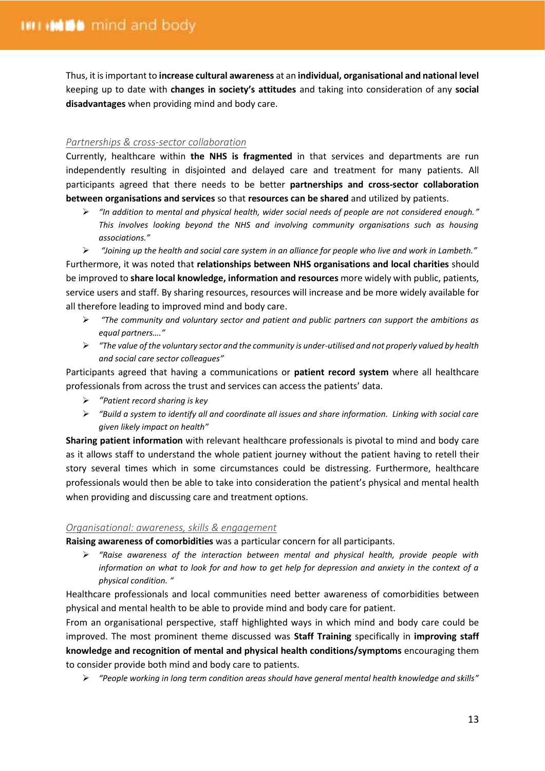Thus, it is important to **increase cultural awareness** at an **individual, organisational and national level** keeping up to date with **changes in society's attitudes** and taking into consideration of any **social disadvantages** when providing mind and body care.

### *Partnerships & cross-sector collaboration*

Currently, healthcare within **the NHS is fragmented** in that services and departments are run independently resulting in disjointed and delayed care and treatment for many patients. All participants agreed that there needs to be better **partnerships and cross-sector collaboration between organisations and services** so that **resources can be shared** and utilized by patients.

- *"In addition to mental and physical health, wider social needs of people are not considered enough." This involves looking beyond the NHS and involving community organisations such as housing associations."*
- *"Joining up the health and social care system in an alliance for people who live and work in Lambeth."*

Furthermore, it was noted that **relationships between NHS organisations and local charities** should be improved to **share local knowledge, information and resources** more widely with public, patients, service users and staff. By sharing resources, resources will increase and be more widely available for all therefore leading to improved mind and body care.

- *"The community and voluntary sector and patient and public partners can support the ambitions as equal partners…."*
- *"The value of the voluntary sector and the community is under-utilised and not properly valued by health and social care sector colleagues"*

Participants agreed that having a communications or **patient record system** where all healthcare professionals from across the trust and services can access the patients' data.

- *"Patient record sharing is key*
- *"Build a system to identify all and coordinate all issues and share information. Linking with social care given likely impact on health"*

**Sharing patient information** with relevant healthcare professionals is pivotal to mind and body care as it allows staff to understand the whole patient journey without the patient having to retell their story several times which in some circumstances could be distressing. Furthermore, healthcare professionals would then be able to take into consideration the patient's physical and mental health when providing and discussing care and treatment options.

### *Organisational: awareness, skills & engagement*

**Raising awareness of comorbidities** was a particular concern for all participants.

- *"Raise awareness of the interaction between mental and physical health, provide people with information on what to look for and how to get help for depression and anxiety in the context of a physical condition. "*

Healthcare professionals and local communities need better awareness of comorbidities between physical and mental health to be able to provide mind and body care for patient.

From an organisational perspective, staff highlighted ways in which mind and body care could be improved. The most prominent theme discussed was **Staff Training** specifically in **improving staff knowledge and recognition of mental and physical health conditions/symptoms** encouraging them to consider provide both mind and body care to patients.

- *"People working in long term condition areas should have general mental health knowledge and skills"*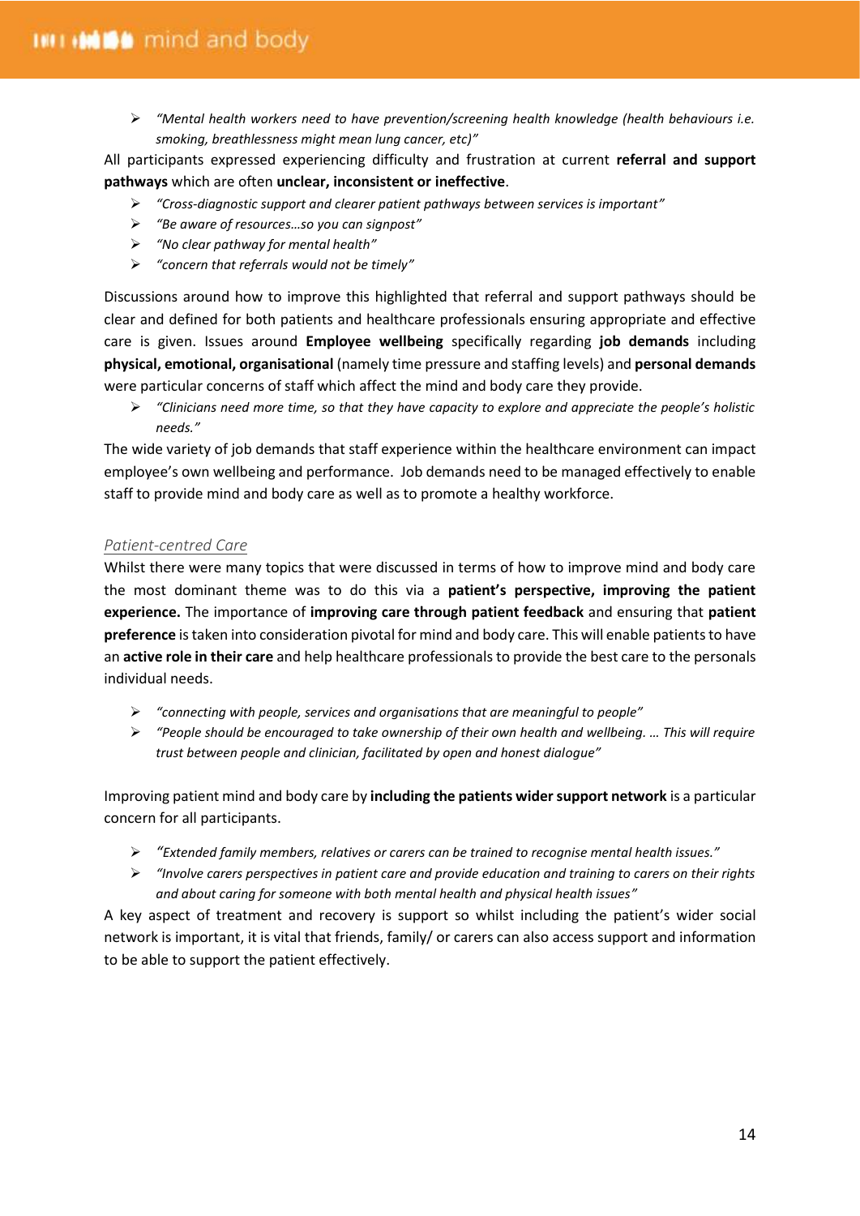- *"Mental health workers need to have prevention/screening health knowledge (health behaviours i.e. smoking, breathlessness might mean lung cancer, etc)"*

All participants expressed experiencing difficulty and frustration at current **referral and support pathways** which are often **unclear, inconsistent or ineffective**.

- *"Cross-diagnostic support and clearer patient pathways between services is important"*
- *"Be aware of resources…so you can signpost"*
- *"No clear pathway for mental health"*
- *"concern that referrals would not be timely"*

Discussions around how to improve this highlighted that referral and support pathways should be clear and defined for both patients and healthcare professionals ensuring appropriate and effective care is given. Issues around **Employee wellbeing** specifically regarding **job demands** including **physical, emotional, organisational** (namely time pressure and staffing levels) and **personal demands** were particular concerns of staff which affect the mind and body care they provide.

- *"Clinicians need more time, so that they have capacity to explore and appreciate the people's holistic needs."*

The wide variety of job demands that staff experience within the healthcare environment can impact employee's own wellbeing and performance. Job demands need to be managed effectively to enable staff to provide mind and body care as well as to promote a healthy workforce.

### *Patient-centred Care*

Whilst there were many topics that were discussed in terms of how to improve mind and body care the most dominant theme was to do this via a **patient's perspective, improving the patient experience.** The importance of **improving care through patient feedback** and ensuring that **patient preference** is taken into consideration pivotal for mind and body care. This will enable patients to have an **active role in their care** and help healthcare professionals to provide the best care to the personals individual needs.

- *"connecting with people, services and organisations that are meaningful to people"*
- *"People should be encouraged to take ownership of their own health and wellbeing. … This will require trust between people and clinician, facilitated by open and honest dialogue"*

Improving patient mind and body care by **including the patients wider support network** is a particular concern for all participants.

- *"Extended family members, relatives or carers can be trained to recognise mental health issues."*
- *"Involve carers perspectives in patient care and provide education and training to carers on their rights and about caring for someone with both mental health and physical health issues"*

A key aspect of treatment and recovery is support so whilst including the patient's wider social network is important, it is vital that friends, family/ or carers can also access support and information to be able to support the patient effectively.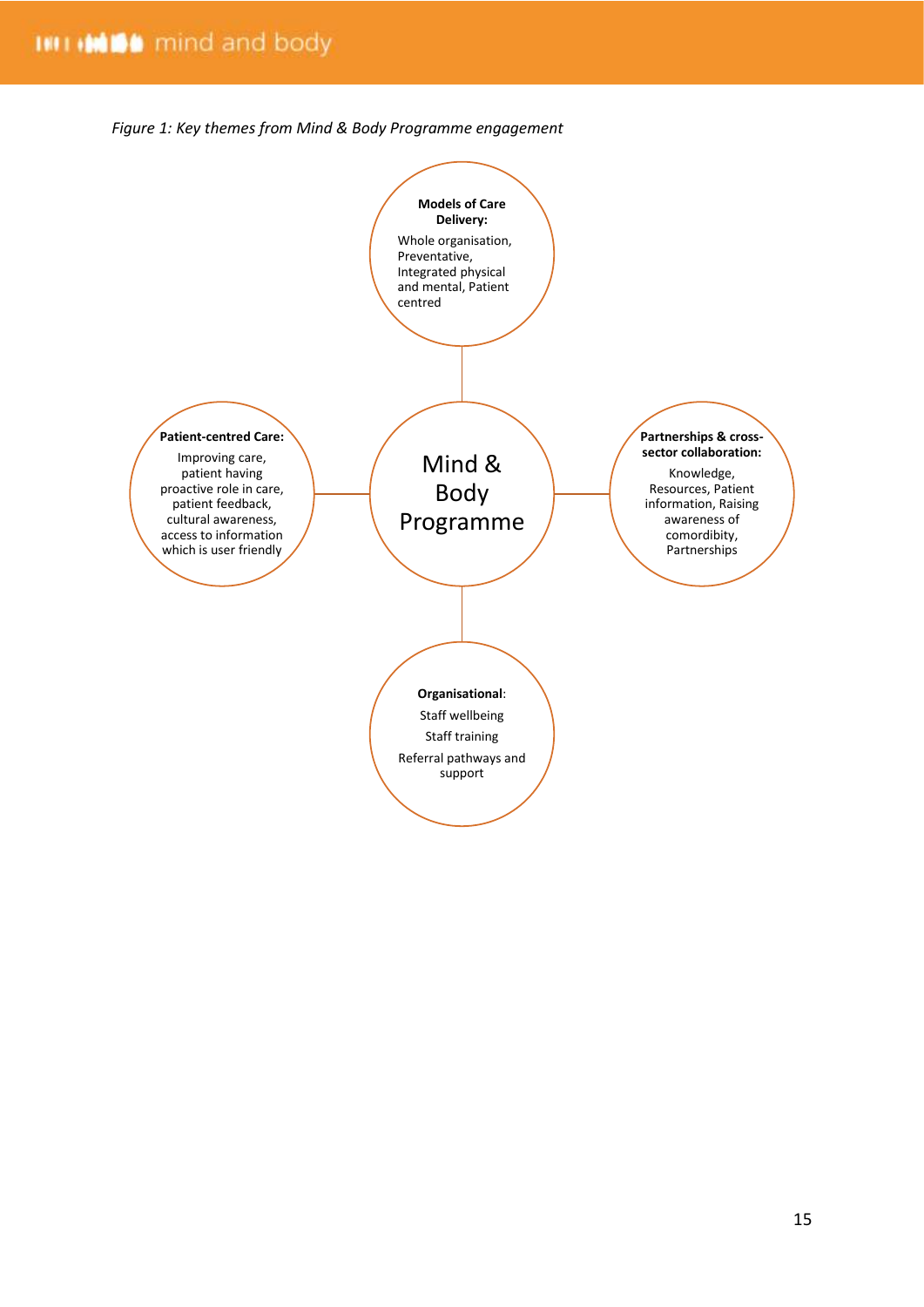*Figure 1: Key themes from Mind & Body Programme engagement*

**Mind & Body Programme**

**Models of Care Delivery:**
Whole organisation, Preventative, Integrated physical and mental, Patient centred

**Patient-centred Care:**
Improving care, patient having proactive role in care, patient feedback, cultural awareness, access to information which is user friendly

**Partnerships & cross-sector collaboration:**
Knowledge, Resources, Patient information, Raising awareness of comordibity, Partnerships

**Organisational**:
Staff wellbeing
Staff training
Referral pathways and support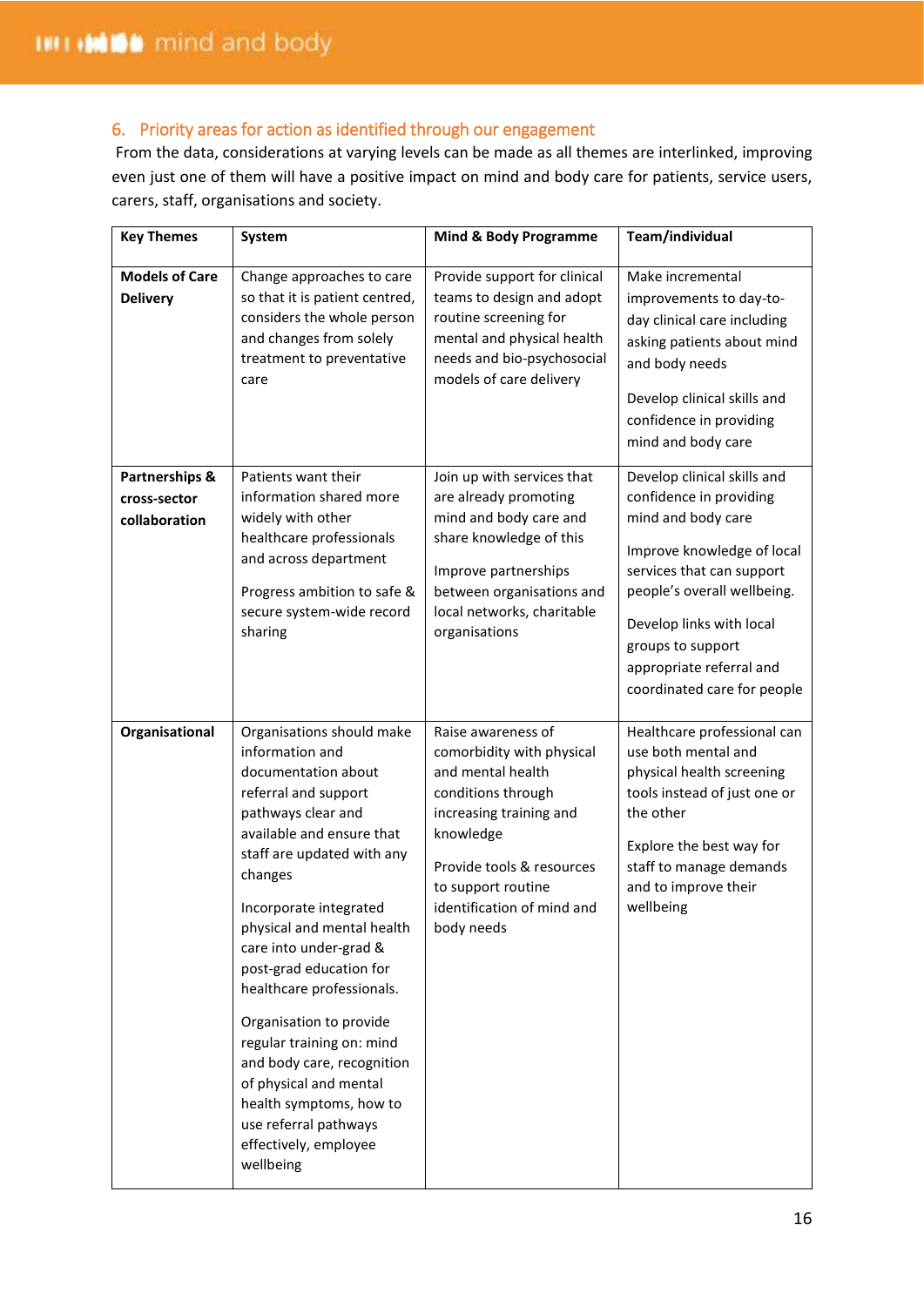## 6. Priority areas for action as identified through our engagement

From the data, considerations at varying levels can be made as all themes are interlinked, improving even just one of them will have a positive impact on mind and body care for patients, service users, carers, staff, organisations and society.

| Key Themes | System | Mind & Body Programme | Team/individual |
|---|---|---|---|
| **Models of Care Delivery** | Change approaches to care so that it is patient centred, considers the whole person and changes from solely treatment to preventative care | Provide support for clinical teams to design and adopt routine screening for mental and physical health needs and bio-psychosocial models of care delivery | Make incremental improvements to day-to-day clinical care including asking patients about mind and body needs<br><br>Develop clinical skills and confidence in providing mind and body care |
| **Partnerships & cross-sector collaboration** | Patients want their information shared more widely with other healthcare professionals and across department<br><br>Progress ambition to safe & secure system-wide record sharing | Join up with services that are already promoting mind and body care and share knowledge of this<br><br>Improve partnerships between organisations and local networks, charitable organisations | Develop clinical skills and confidence in providing mind and body care<br><br>Improve knowledge of local services that can support people's overall wellbeing.<br><br>Develop links with local groups to support appropriate referral and coordinated care for people |
| **Organisational** | Organisations should make information and documentation about referral and support pathways clear and available and ensure that staff are updated with any changes<br><br>Incorporate integrated physical and mental health care into under-grad & post-grad education for healthcare professionals.<br><br>Organisation to provide regular training on: mind and body care, recognition of physical and mental health symptoms, how to use referral pathways effectively, employee wellbeing | Raise awareness of comorbidity with physical and mental health conditions through increasing training and knowledge<br><br>Provide tools & resources to support routine identification of mind and body needs | Healthcare professional can use both mental and physical health screening tools instead of just one or the other<br><br>Explore the best way for staff to manage demands and to improve their wellbeing |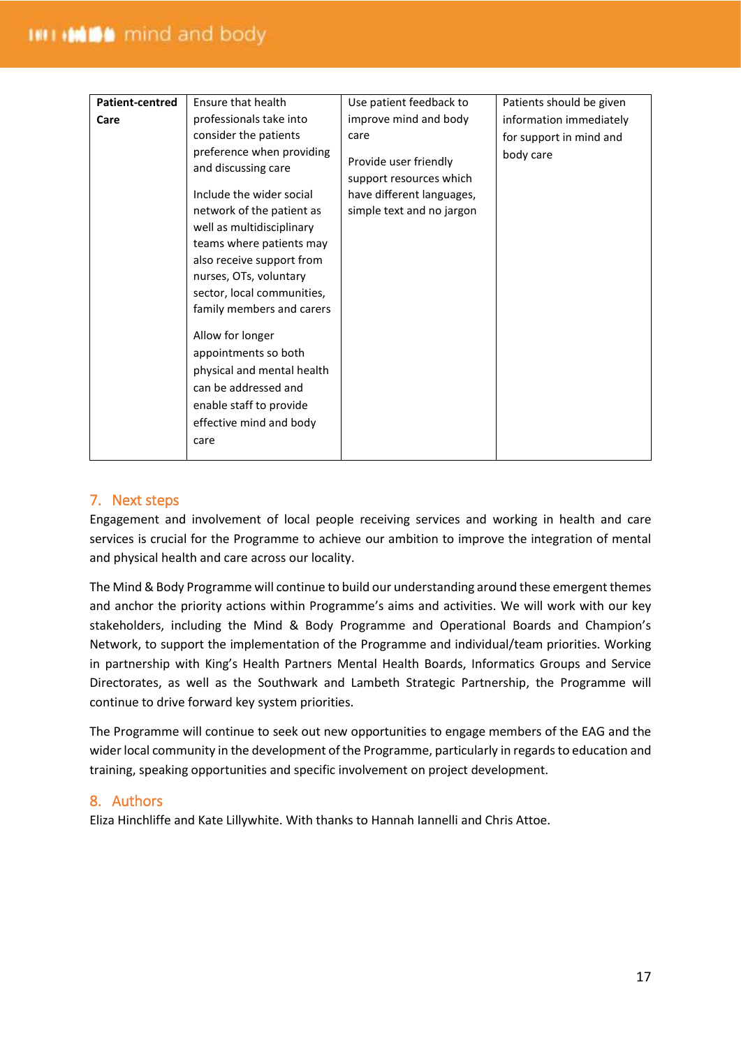| | | | |
|---|---|---|---|
| **Patient-centred Care** | Ensure that health professionals take into consider the patients preference when providing and discussing care<br><br>Include the wider social network of the patient as well as multidisciplinary teams where patients may also receive support from nurses, OTs, voluntary sector, local communities, family members and carers<br><br>Allow for longer appointments so both physical and mental health can be addressed and enable staff to provide effective mind and body care | Use patient feedback to improve mind and body care<br><br>Provide user friendly support resources which have different languages, simple text and no jargon | Patients should be given information immediately for support in mind and body care |

## 7. Next steps

Engagement and involvement of local people receiving services and working in health and care services is crucial for the Programme to achieve our ambition to improve the integration of mental and physical health and care across our locality.

The Mind & Body Programme will continue to build our understanding around these emergent themes and anchor the priority actions within Programme's aims and activities. We will work with our key stakeholders, including the Mind & Body Programme and Operational Boards and Champion's Network, to support the implementation of the Programme and individual/team priorities. Working in partnership with King's Health Partners Mental Health Boards, Informatics Groups and Service Directorates, as well as the Southwark and Lambeth Strategic Partnership, the Programme will continue to drive forward key system priorities.

The Programme will continue to seek out new opportunities to engage members of the EAG and the wider local community in the development of the Programme, particularly in regards to education and training, speaking opportunities and specific involvement on project development.

## 8. Authors

Eliza Hinchliffe and Kate Lillywhite. With thanks to Hannah Iannelli and Chris Attoe.